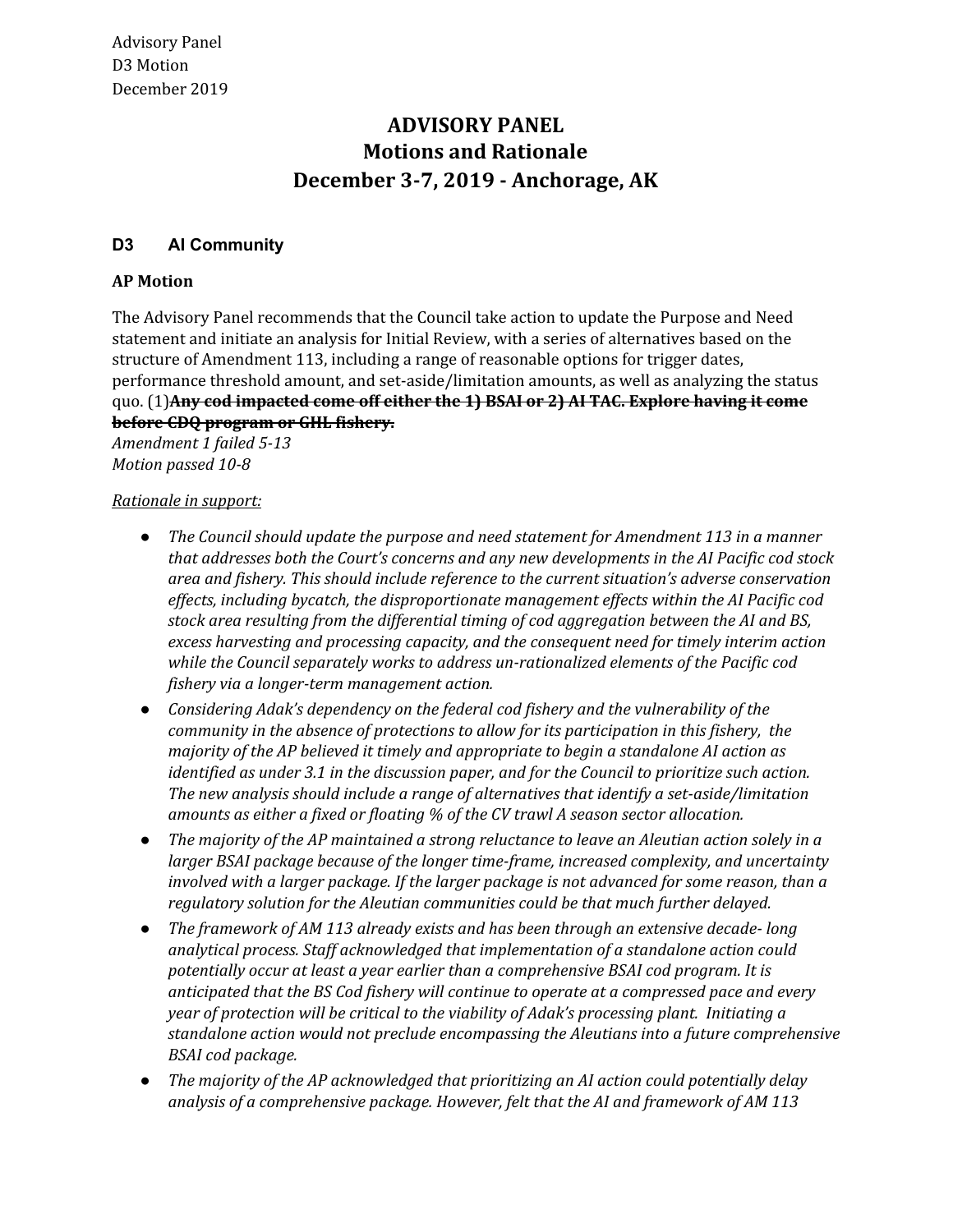Advisory Panel
D3 Motion
December 2019

# ADVISORY PANEL
## Motions and Rationale
## December 3-7, 2019 - Anchorage, AK

### D3 AI Community

**AP Motion**

The Advisory Panel recommends that the Council take action to update the Purpose and Need statement and initiate an analysis for Initial Review, with a series of alternatives based on the structure of Amendment 113, including a range of reasonable options for trigger dates, performance threshold amount, and set-aside/limitation amounts, as well as analyzing the status quo. (1)~~**Any cod impacted come off either the 1) BSAI or 2) AI TAC. Explore having it come before CDQ program or GHL fishery.**~~

*Amendment 1 failed 5-13*
*Motion passed 10-8*

<u>*Rationale in support:*</u>

- *The Council should update the purpose and need statement for Amendment 113 in a manner that addresses both the Court's concerns and any new developments in the AI Pacific cod stock area and fishery. This should include reference to the current situation's adverse conservation effects, including bycatch, the disproportionate management effects within the AI Pacific cod stock area resulting from the differential timing of cod aggregation between the AI and BS, excess harvesting and processing capacity, and the consequent need for timely interim action while the Council separately works to address un-rationalized elements of the Pacific cod fishery via a longer-term management action.*
- *Considering Adak's dependency on the federal cod fishery and the vulnerability of the community in the absence of protections to allow for its participation in this fishery, the majority of the AP believed it timely and appropriate to begin a standalone AI action as identified as under 3.1 in the discussion paper, and for the Council to prioritize such action. The new analysis should include a range of alternatives that identify a set-aside/limitation amounts as either a fixed or floating % of the CV trawl A season sector allocation.*
- *The majority of the AP maintained a strong reluctance to leave an Aleutian action solely in a larger BSAI package because of the longer time-frame, increased complexity, and uncertainty involved with a larger package. If the larger package is not advanced for some reason, than a regulatory solution for the Aleutian communities could be that much further delayed.*
- *The framework of AM 113 already exists and has been through an extensive decade- long analytical process. Staff acknowledged that implementation of a standalone action could potentially occur at least a year earlier than a comprehensive BSAI cod program. It is anticipated that the BS Cod fishery will continue to operate at a compressed pace and every year of protection will be critical to the viability of Adak's processing plant. Initiating a standalone action would not preclude encompassing the Aleutians into a future comprehensive BSAI cod package.*
- *The majority of the AP acknowledged that prioritizing an AI action could potentially delay analysis of a comprehensive package. However, felt that the AI and framework of AM 113*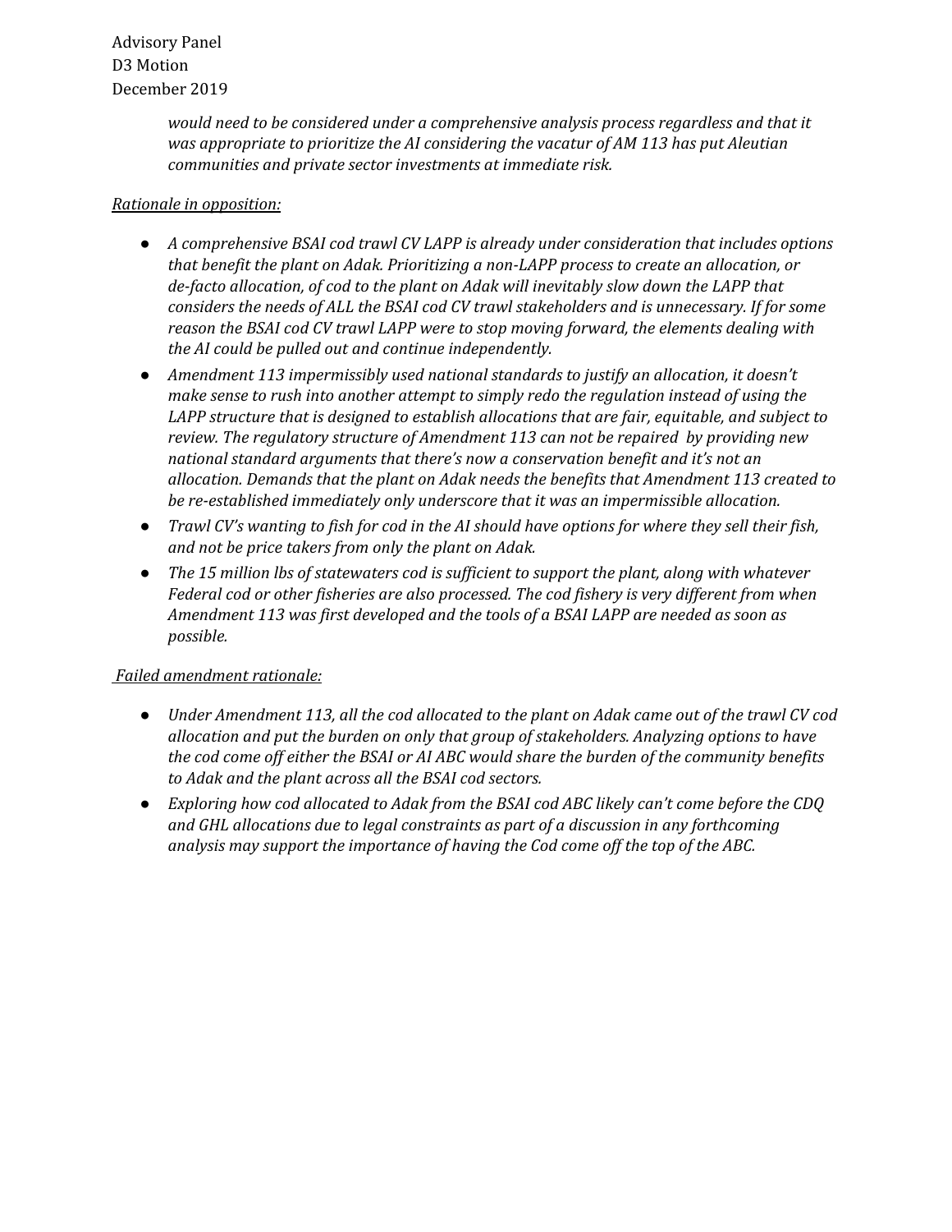*would need to be considered under a comprehensive analysis process regardless and that it was appropriate to prioritize the AI considering the vacatur of AM 113 has put Aleutian communities and private sector investments at immediate risk.*

<u>*Rationale in opposition:*</u>

- *A comprehensive BSAI cod trawl CV LAPP is already under consideration that includes options that benefit the plant on Adak. Prioritizing a non-LAPP process to create an allocation, or de-facto allocation, of cod to the plant on Adak will inevitably slow down the LAPP that considers the needs of ALL the BSAI cod CV trawl stakeholders and is unnecessary. If for some reason the BSAI cod CV trawl LAPP were to stop moving forward, the elements dealing with the AI could be pulled out and continue independently.*
- *Amendment 113 impermissibly used national standards to justify an allocation, it doesn't make sense to rush into another attempt to simply redo the regulation instead of using the LAPP structure that is designed to establish allocations that are fair, equitable, and subject to review. The regulatory structure of Amendment 113 can not be repaired by providing new national standard arguments that there's now a conservation benefit and it's not an allocation. Demands that the plant on Adak needs the benefits that Amendment 113 created to be re-established immediately only underscore that it was an impermissible allocation.*
- *Trawl CV's wanting to fish for cod in the AI should have options for where they sell their fish, and not be price takers from only the plant on Adak.*
- *The 15 million lbs of statewaters cod is sufficient to support the plant, along with whatever Federal cod or other fisheries are also processed. The cod fishery is very different from when Amendment 113 was first developed and the tools of a BSAI LAPP are needed as soon as possible.*

<u>*Failed amendment rationale:*</u>

- *Under Amendment 113, all the cod allocated to the plant on Adak came out of the trawl CV cod allocation and put the burden on only that group of stakeholders. Analyzing options to have the cod come off either the BSAI or AI ABC would share the burden of the community benefits to Adak and the plant across all the BSAI cod sectors.*
- *Exploring how cod allocated to Adak from the BSAI cod ABC likely can't come before the CDQ and GHL allocations due to legal constraints as part of a discussion in any forthcoming analysis may support the importance of having the Cod come off the top of the ABC.*